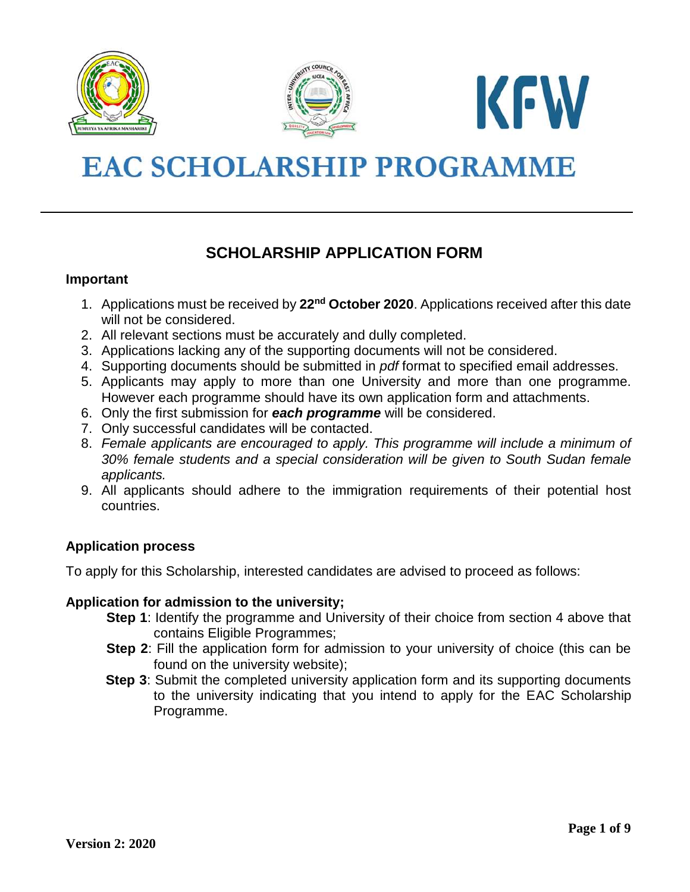# EAC SCHOLARSHIP PROGRAMME

## SCHOLARSHIP APPLICATION FORM

**Important**

1. Applications must be received by **22nd October 2020**. Applications received after this date will not be considered.
2. All relevant sections must be accurately and dully completed.
3. Applications lacking any of the supporting documents will not be considered.
4. Supporting documents should be submitted in *pdf* format to specified email addresses.
5. Applicants may apply to more than one University and more than one programme. However each programme should have its own application form and attachments.
6. Only the first submission for ***each programme*** will be considered.
7. Only successful candidates will be contacted.
8. *Female applicants are encouraged to apply. This programme will include a minimum of 30% female students and a special consideration will be given to South Sudan female applicants.*
9. All applicants should adhere to the immigration requirements of their potential host countries.

**Application process**

To apply for this Scholarship, interested candidates are advised to proceed as follows:

**Application for admission to the university;**

**Step 1**: Identify the programme and University of their choice from section 4 above that contains Eligible Programmes;

**Step 2**: Fill the application form for admission to your university of choice (this can be found on the university website);

**Step 3**: Submit the completed university application form and its supporting documents to the university indicating that you intend to apply for the EAC Scholarship Programme.

**Version 2: 2020**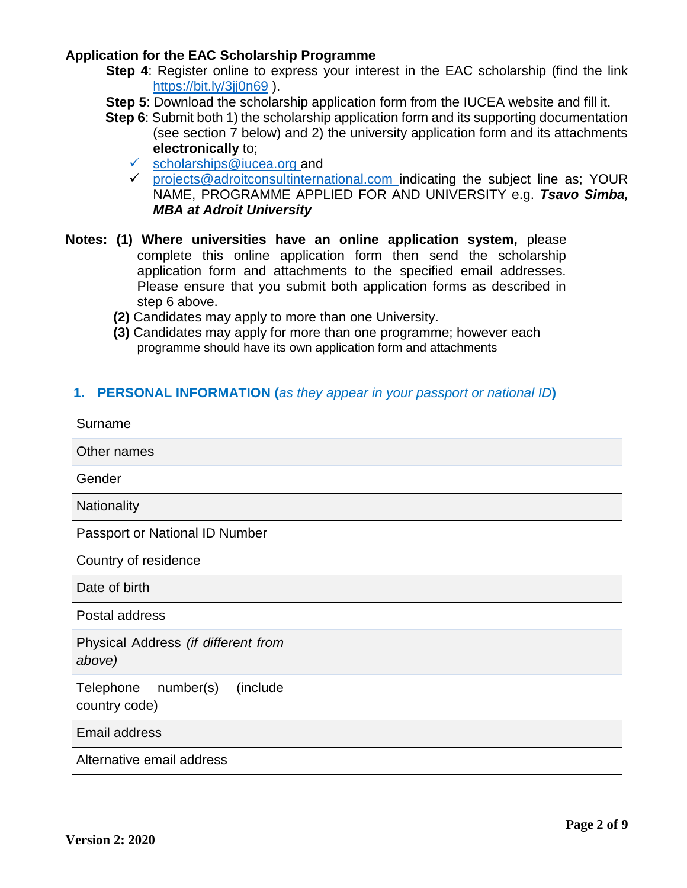**Application for the EAC Scholarship Programme**

**Step 4**: Register online to express your interest in the EAC scholarship (find the link https://bit.ly/3jj0n69 ).

**Step 5**: Download the scholarship application form from the IUCEA website and fill it.

**Step 6**: Submit both 1) the scholarship application form and its supporting documentation (see section 7 below) and 2) the university application form and its attachments **electronically** to;

- ✓ scholarships@iucea.org and
- ✓ projects@adroitconsultinternational.com indicating the subject line as; YOUR NAME, PROGRAMME APPLIED FOR AND UNIVERSITY e.g. ***Tsavo Simba, MBA at Adroit University***

**Notes: (1) Where universities have an online application system,** please complete this online application form then send the scholarship application form and attachments to the specified email addresses. Please ensure that you submit both application forms as described in step 6 above.

**(2)** Candidates may apply to more than one University.

**(3)** Candidates may apply for more than one programme; however each programme should have its own application form and attachments

## 1. PERSONAL INFORMATION (*as they appear in your passport or national ID*)

| | |
|---|---|
| Surname | |
| Other names | |
| Gender | |
| Nationality | |
| Passport or National ID Number | |
| Country of residence | |
| Date of birth | |
| Postal address | |
| Physical Address *(if different from above)* | |
| Telephone number(s) (include country code) | |
| Email address | |
| Alternative email address | |

**Version 2: 2020**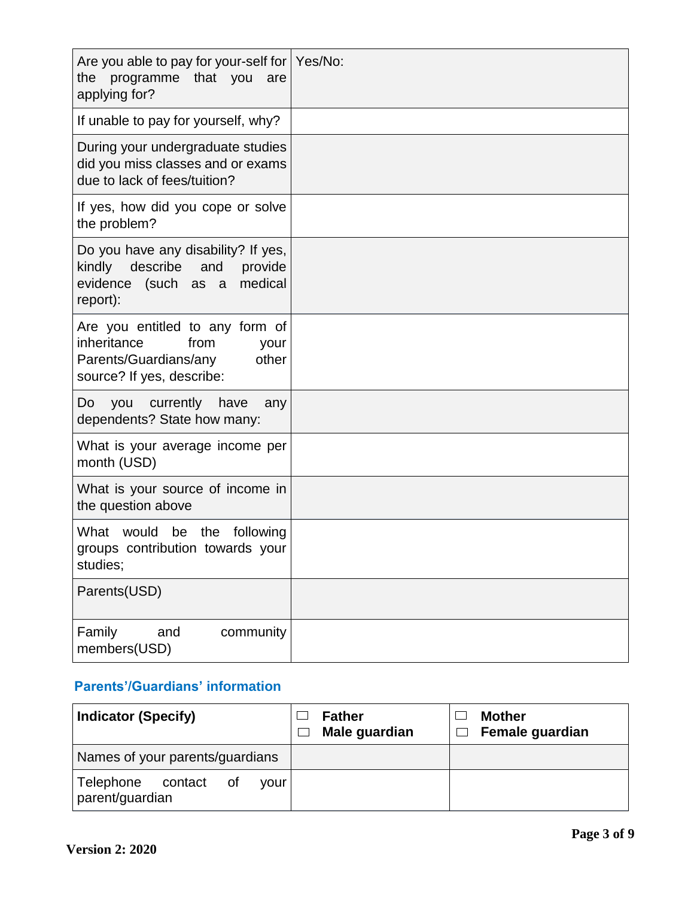| | |
|---|---|
| Are you able to pay for your-self for the programme that you are applying for? | Yes/No: |
| If unable to pay for yourself, why? | |
| During your undergraduate studies did you miss classes and or exams due to lack of fees/tuition? | |
| If yes, how did you cope or solve the problem? | |
| Do you have any disability? If yes, kindly describe and provide evidence (such as a medical report): | |
| Are you entitled to any form of inheritance from your Parents/Guardians/any other source? If yes, describe: | |
| Do you currently have any dependents? State how many: | |
| What is your average income per month (USD) | |
| What is your source of income in the question above | |
| What would be the following groups contribution towards your studies; | |
| Parents(USD) | |
| Family and community members(USD) | |

## Parents'/Guardians' information

| Indicator (Specify) | ☐ Father<br>☐ Male guardian | ☐ Mother<br>☐ Female guardian |
|---|---|---|
| Names of your parents/guardians | | |
| Telephone contact of your parent/guardian | | |

Version 2: 2020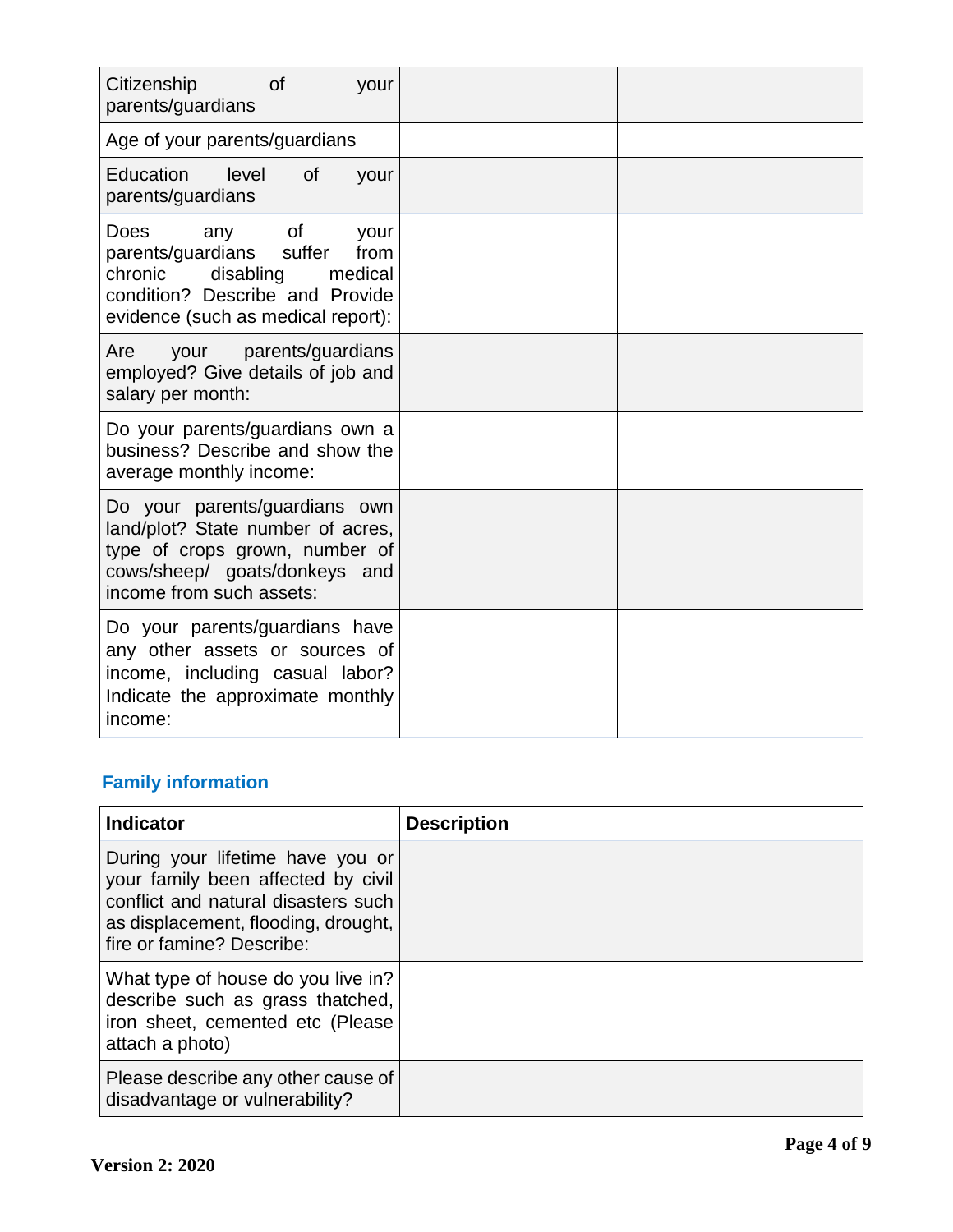| | | |
|---|---|---|
| Citizenship of your parents/guardians | | |
| Age of your parents/guardians | | |
| Education level of your parents/guardians | | |
| Does any of your parents/guardians suffer from chronic disabling medical condition? Describe and Provide evidence (such as medical report): | | |
| Are your parents/guardians employed? Give details of job and salary per month: | | |
| Do your parents/guardians own a business? Describe and show the average monthly income: | | |
| Do your parents/guardians own land/plot? State number of acres, type of crops grown, number of cows/sheep/ goats/donkeys and income from such assets: | | |
| Do your parents/guardians have any other assets or sources of income, including casual labor? Indicate the approximate monthly income: | | |

## Family information

| Indicator | Description |
|---|---|
| During your lifetime have you or your family been affected by civil conflict and natural disasters such as displacement, flooding, drought, fire or famine? Describe: | |
| What type of house do you live in? describe such as grass thatched, iron sheet, cemented etc (Please attach a photo) | |
| Please describe any other cause of disadvantage or vulnerability? | |

**Version 2: 2020**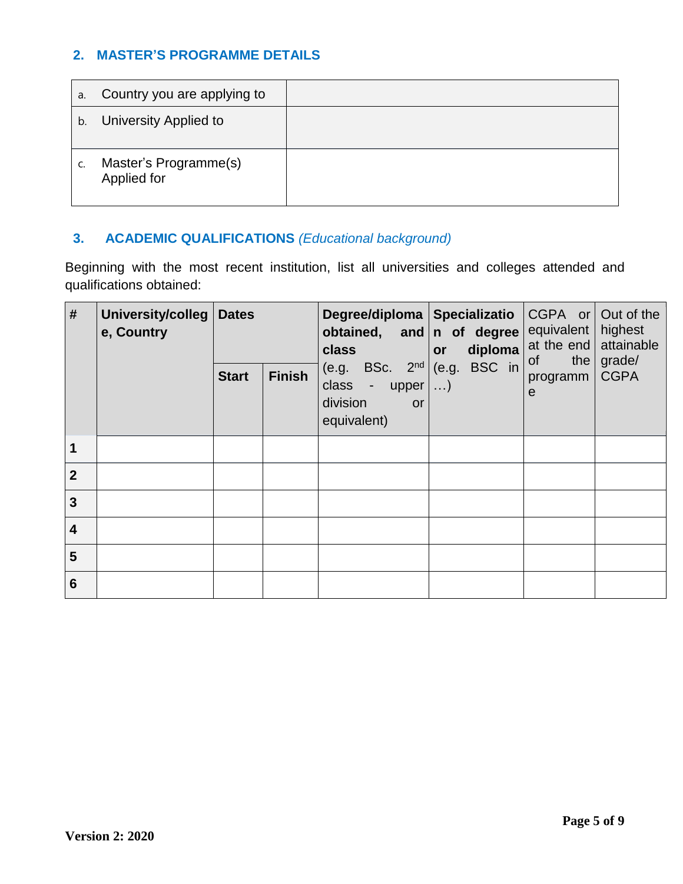## 2. MASTER'S PROGRAMME DETAILS

| | |
|---|---|
| a. Country you are applying to | |
| b. University Applied to | |
| c. Master's Programme(s) Applied for | |

## 3. ACADEMIC QUALIFICATIONS *(Educational background)*

Beginning with the most recent institution, list all universities and colleges attended and qualifications obtained:

| **#** | **University/college, Country** | **Dates** | | **Degree/diploma obtained, and class** (e.g. BSc. 2nd class - upper division or equivalent) | **Specialization of degree or diploma** (e.g. BSC in …) | CGPA or equivalent at the end of the programme | Out of the highest attainable grade/ CGPA |
|---|---|---|---|---|---|---|---|
| | | **Start** | **Finish** | | | | |
| **1** | | | | | | | |
| **2** | | | | | | | |
| **3** | | | | | | | |
| **4** | | | | | | | |
| **5** | | | | | | | |
| **6** | | | | | | | |

**Version 2: 2020**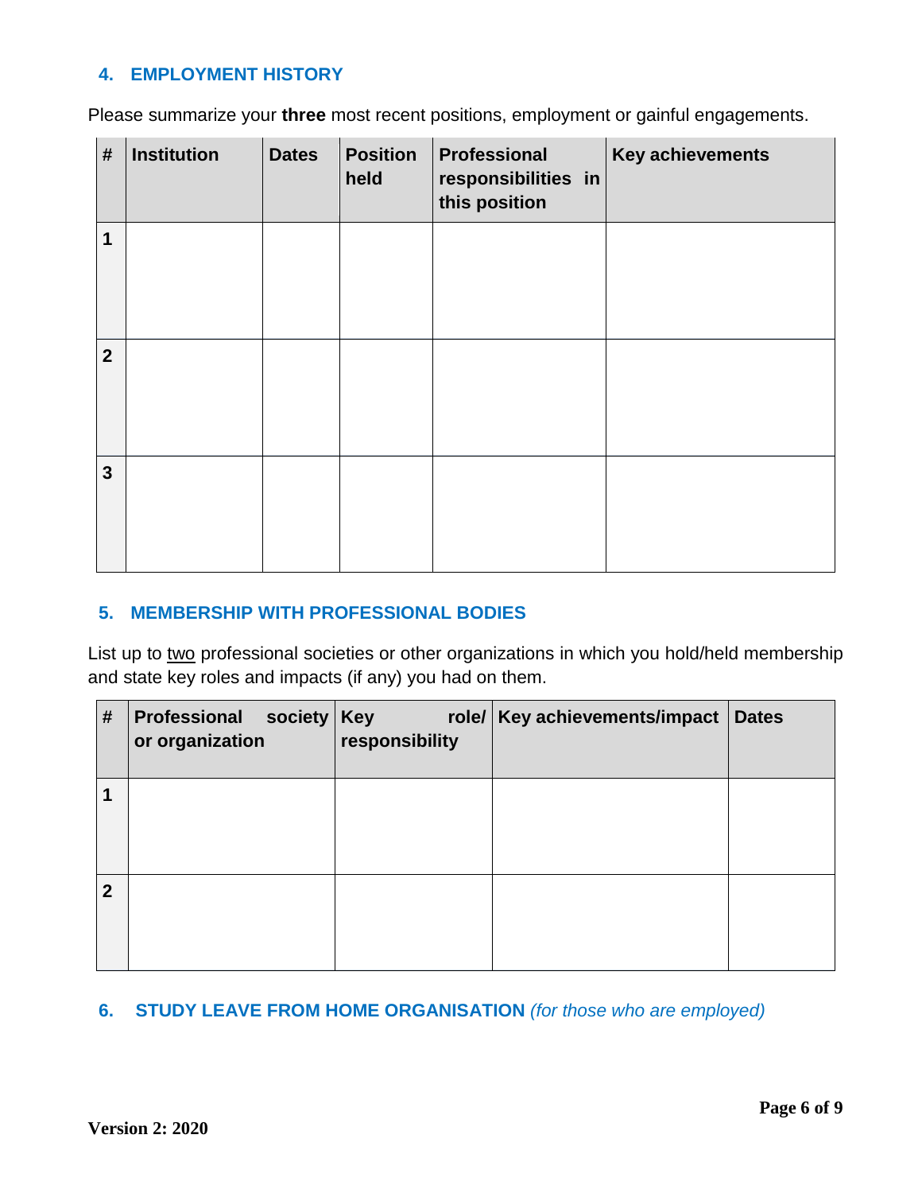## 4. EMPLOYMENT HISTORY

Please summarize your **three** most recent positions, employment or gainful engagements.

| # | Institution | Dates | Position held | Professional responsibilities in this position | Key achievements |
|---|---|---|---|---|---|
| 1 | | | | | |
| 2 | | | | | |
| 3 | | | | | |

## 5. MEMBERSHIP WITH PROFESSIONAL BODIES

List up to two professional societies or other organizations in which you hold/held membership and state key roles and impacts (if any) you had on them.

| # | Professional society or organization | Key role/ responsibility | Key achievements/impact | Dates |
|---|---|---|---|---|
| 1 | | | | |
| 2 | | | | |

## 6. STUDY LEAVE FROM HOME ORGANISATION *(for those who are employed)*

Version 2: 2020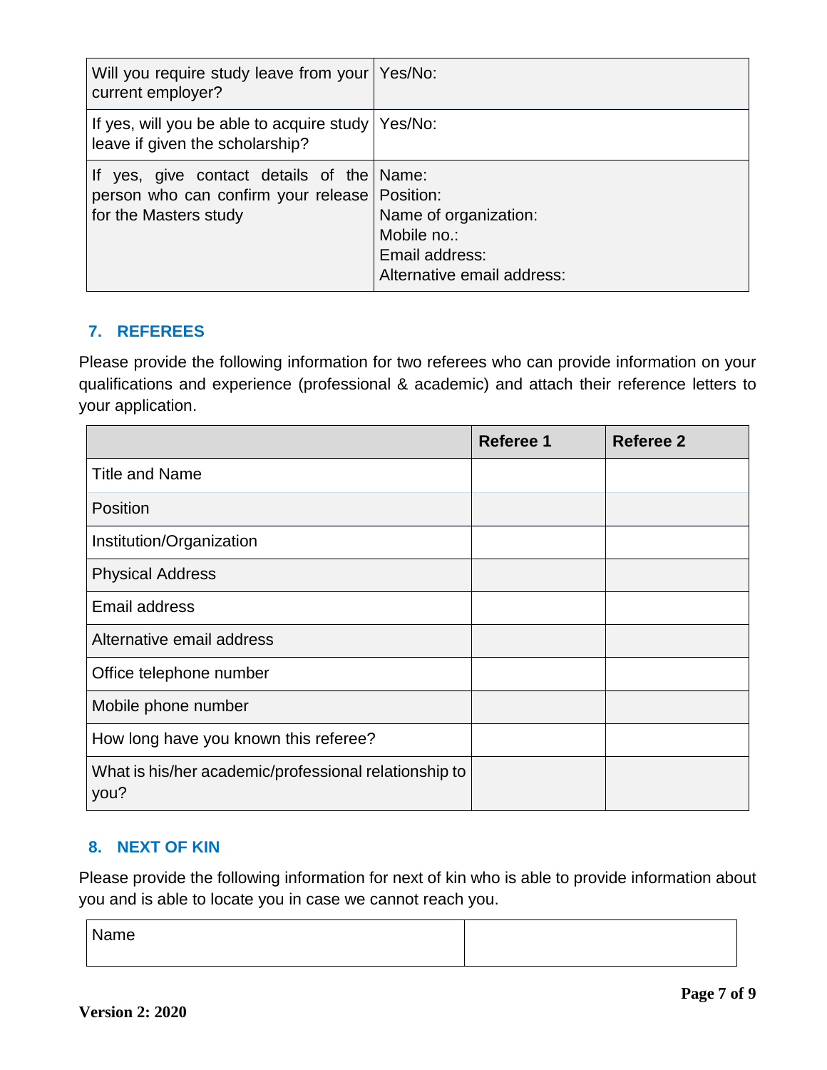| | |
|---|---|
| Will you require study leave from your current employer? | Yes/No: |
| If yes, will you be able to acquire study leave if given the scholarship? | Yes/No: |
| If yes, give contact details of the person who can confirm your release for the Masters study | Name:<br>Position:<br>Name of organization:<br>Mobile no.:<br>Email address:<br>Alternative email address: |

## 7. REFEREES

Please provide the following information for two referees who can provide information on your qualifications and experience (professional & academic) and attach their reference letters to your application.

| | Referee 1 | Referee 2 |
|---|---|---|
| Title and Name | | |
| Position | | |
| Institution/Organization | | |
| Physical Address | | |
| Email address | | |
| Alternative email address | | |
| Office telephone number | | |
| Mobile phone number | | |
| How long have you known this referee? | | |
| What is his/her academic/professional relationship to you? | | |

## 8. NEXT OF KIN

Please provide the following information for next of kin who is able to provide information about you and is able to locate you in case we cannot reach you.

| | |
|---|---|
| Name | |

Version 2: 2020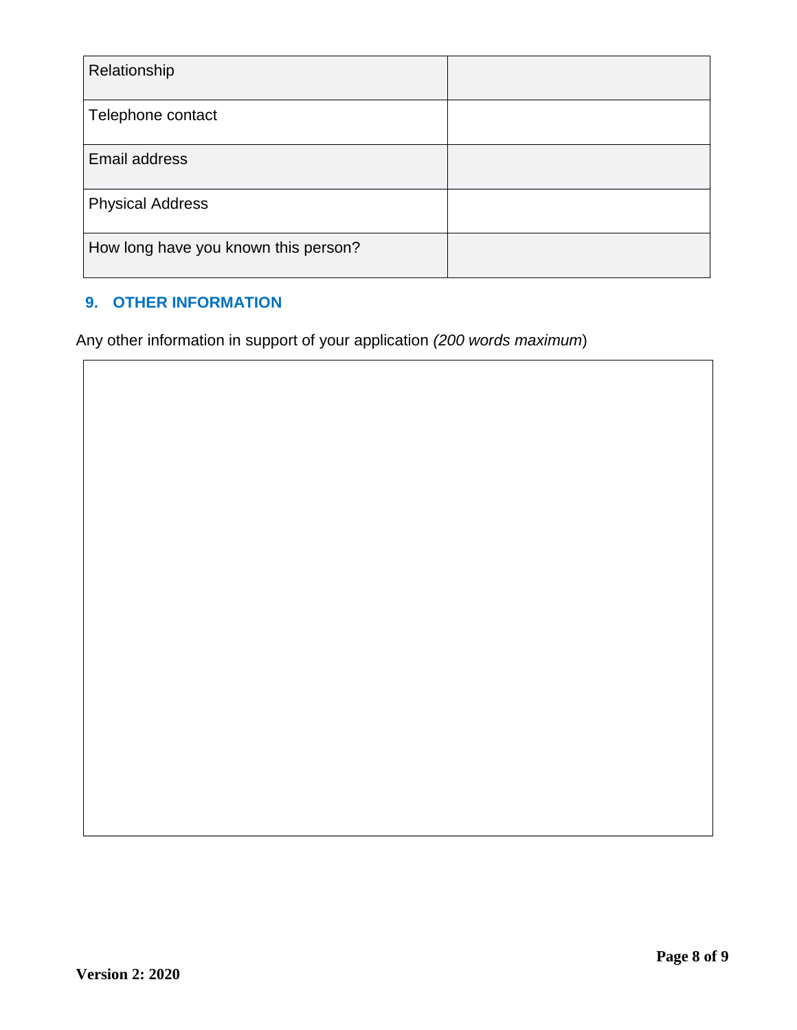| Relationship | |
|---|---|
| Telephone contact | |
| Email address | |
| Physical Address | |
| How long have you known this person? | |

## 9. OTHER INFORMATION

Any other information in support of your application *(200 words maximum*)

| |
|---|
| |

Version 2: 2020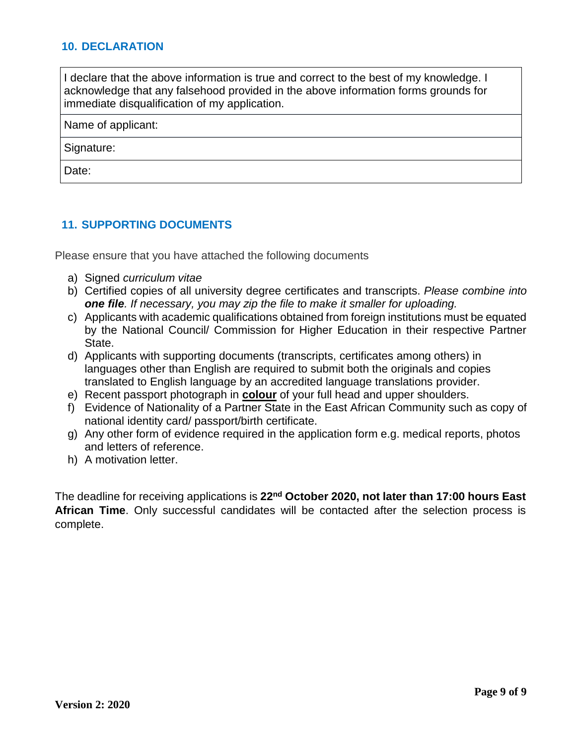## 10. DECLARATION

| |
|---|
| I declare that the above information is true and correct to the best of my knowledge. I acknowledge that any falsehood provided in the above information forms grounds for immediate disqualification of my application. |
| Name of applicant: |
| Signature: |
| Date: |

## 11. SUPPORTING DOCUMENTS

Please ensure that you have attached the following documents

a) Signed *curriculum vitae*
b) Certified copies of all university degree certificates and transcripts. *Please combine into **one file**. If necessary, you may zip the file to make it smaller for uploading.*
c) Applicants with academic qualifications obtained from foreign institutions must be equated by the National Council/ Commission for Higher Education in their respective Partner State.
d) Applicants with supporting documents (transcripts, certificates among others) in languages other than English are required to submit both the originals and copies translated to English language by an accredited language translations provider.
e) Recent passport photograph in **colour** of your full head and upper shoulders.
f) Evidence of Nationality of a Partner State in the East African Community such as copy of national identity card/ passport/birth certificate.
g) Any other form of evidence required in the application form e.g. medical reports, photos and letters of reference.
h) A motivation letter.

The deadline for receiving applications is **22nd October 2020, not later than 17:00 hours East African Time**. Only successful candidates will be contacted after the selection process is complete.

**Version 2: 2020**